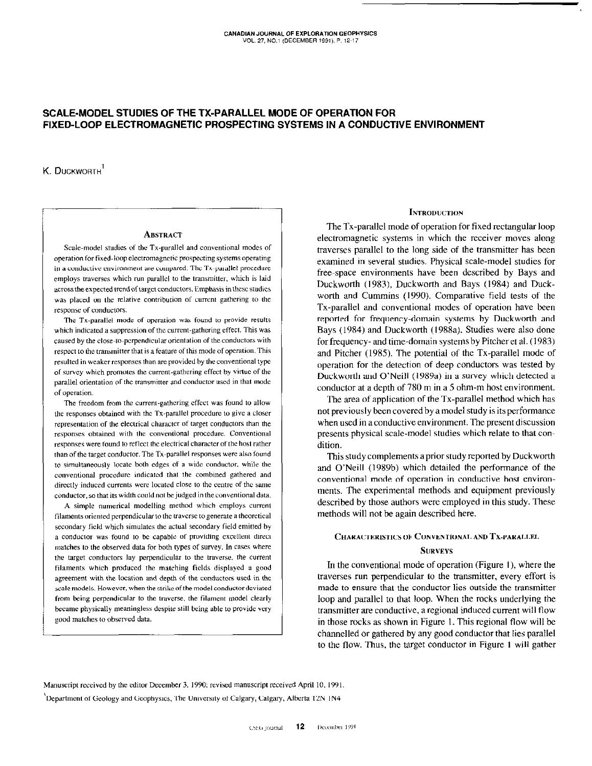# SCALE-MODEL STUDIES OF THE TX-PARALLEL MODE OF OPERATION FOR FIXED-LOOP ELECTROMAGNETIC PROSPECTING SYSTEMS IN A CONDUCTIVE ENVIRONMENT

K. Duckworth[1]

## Abstract

Scale-model studies of the Tx-parallel and conventional modes of operation for fixed-loop electromagnetic prospecting systems operating in a conductive environment are compared. The Tx-parallel procedure employs traverses which run parallel to the transmitter, which is laid across the expected trend of target conductors. Emphasis in these studies was placed on the relative contribution of current gathering to the response of conductors.

The Tx-parallel mode of operation was found to provide results which indicated a suppression of the current-gathering effect. This was caused by the close-to-perpendicular orientation of the conductors with respect to the transmitter that is a feature of this mode of operation. This resulted in weaker responses than are provided by the conventional type of survey which promotes the current-gathering effect by virtue of the parallel orientation of the transmitter and conductor used in that mode of operation.

The freedom from the current-gathering effect was found to allow the responses obtained with the Tx-parallel procedure to give a closer representation of the electrical character of target conductors than the responses obtained with the conventional procedure. Conventional responses were found to reflect the electrical character of the host rather than of the target conductor. The Tx-parallel responses were also found to simultaneously locate both edges of a wide conductor, while the conventional procedure indicated that the combined gathered and directly induced currents were located close to the centre of the same conductor, so that its width could not be judged in the conventional data.

A simple numerical modelling method which employs current filaments oriented perpendicular to the traverse to generate a theoretical secondary field which simulates the actual secondary field emitted by a conductor was found to be capable of providing excellent direct matches to the observed data for both types of survey. In cases where the target conductors lay perpendicular to the traverse, the current filaments which produced the matching fields displayed a good agreement with the location and depth of the conductors used in the scale models. However, when the strike of the model conductor deviated from being perpendicular to the traverse, the filament model clearly became physically meaningless despite still being able to provide very good matches to observed data.

## Introduction

The Tx-parallel mode of operation for fixed rectangular loop electromagnetic systems in which the receiver moves along traverses parallel to the long side of the transmitter has been examined in several studies. Physical scale-model studies for free-space environments have been described by Bays and Duckworth (1983), Duckworth and Bays (1984) and Duckworth and Cummins (1990). Comparative field tests of the Tx-parallel and conventional modes of operation have been reported for frequency-domain systems by Duckworth and Bays (1984) and Duckworth (1988a). Studies were also done for frequency- and time-domain systems by Pitcher et al. (1983) and Pitcher (1985). The potential of the Tx-parallel mode of operation for the detection of deep conductors was tested by Duckworth and O'Neill (1989a) in a survey which detected a conductor at a depth of 780 m in a 5 ohm-m host environment.

The area of application of the Tx-parallel method which has not previously been covered by a model study is its performance when used in a conductive environment. The present discussion presents physical scale-model studies which relate to that condition.

This study complements a prior study reported by Duckworth and O'Neill (1989b) which detailed the performance of the conventional mode of operation in conductive host environments. The experimental methods and equipment previously described by those authors were employed in this study. These methods will not be again described here.

## Characteristics of Conventional and Tx-Parallel Surveys

In the conventional mode of operation (Figure 1), where the traverses run perpendicular to the transmitter, every effort is made to ensure that the conductor lies outside the transmitter loop and parallel to that loop. When the rocks underlying the transmitter are conductive, a regional induced current will flow in those rocks as shown in Figure 1. This regional flow will be channelled or gathered by any good conductor that lies parallel to the flow. Thus, the target conductor in Figure 1 will gather

Manuscript received by the editor December 3, 1990; revised manuscript received April 10, 1991.

[1] Department of Geology and Geophysics, The University of Calgary, Calgary, Alberta T2N 1N4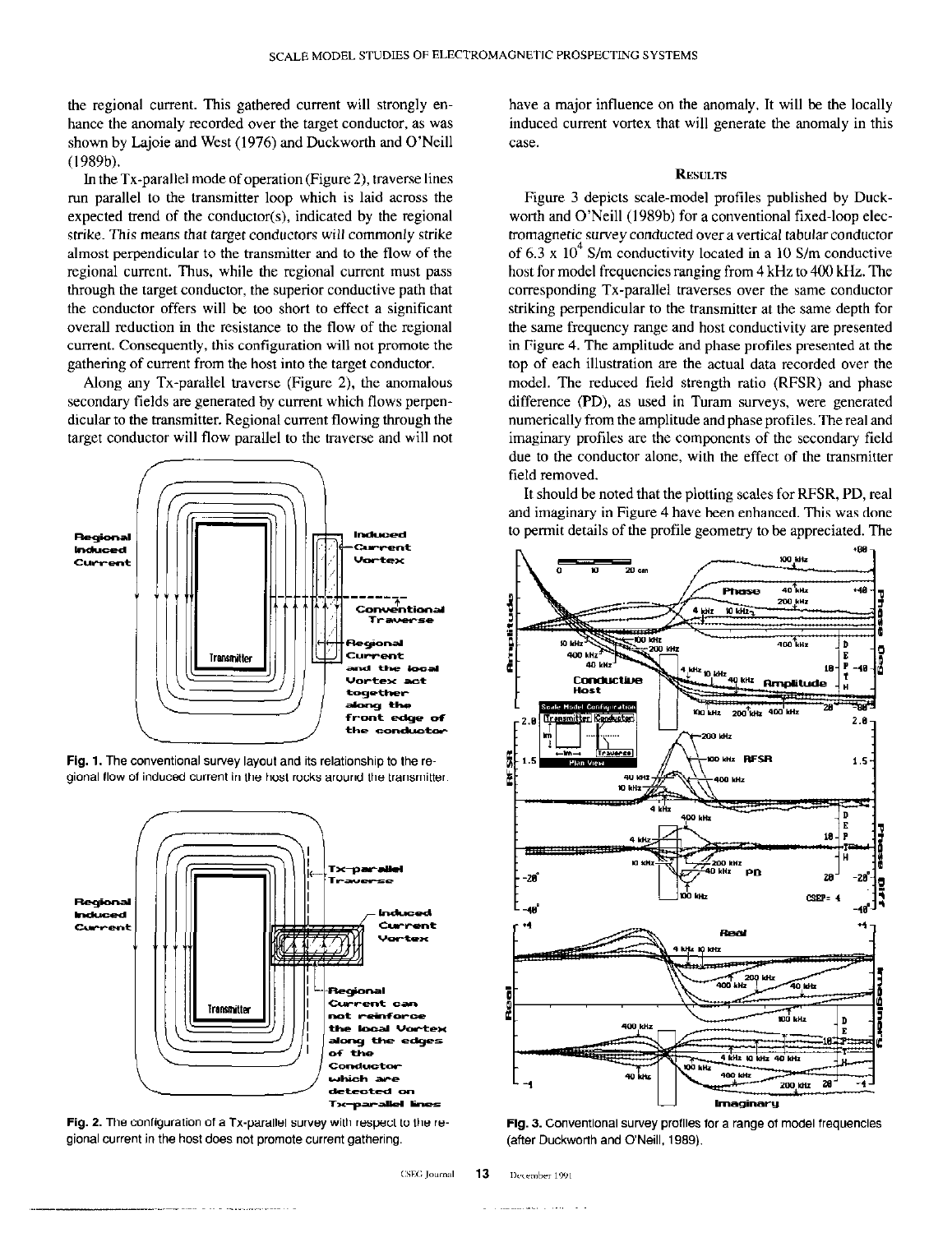the regional current. This gathered current will strongly enhance the anomaly recorded over the target conductor, as was shown by Lajoie and West (1976) and Duckworth and O'Neill (1989b).

In the Tx-parallel mode of operation (Figure 2), traverse lines run parallel to the transmitter loop which is laid across the expected trend of the conductor(s), indicated by the regional strike. This means that target conductors will commonly strike almost perpendicular to the transmitter and to the flow of the regional current. Thus, while the regional current must pass through the target conductor, the superior conductive path that the conductor offers will be too short to effect a significant overall reduction in the resistance to the flow of the regional current. Consequently, this configuration will not promote the gathering of current from the host into the target conductor.

Along any Tx-parallel traverse (Figure 2), the anomalous secondary fields are generated by current which flows perpendicular to the transmitter. Regional current flowing through the target conductor will flow parallel to the traverse and will not have a major influence on the anomaly. It will be the locally induced current vortex that will generate the anomaly in this case.

**Fig. 1.** The conventional survey layout and its relationship to the regional flow of induced current in the host rocks around the transmitter.

**Fig. 2.** The configuration of a Tx-parallel survey with respect to the regional current in the host does not promote current gathering.

## Results

Figure 3 depicts scale-model profiles published by Duckworth and O'Neill (1989b) for a conventional fixed-loop electromagnetic survey conducted over a vertical tabular conductor of $6.3 \times 10^4$ S/m conductivity located in a 10 S/m conductive host for model frequencies ranging from 4 kHz to 400 kHz. The corresponding Tx-parallel traverses over the same conductor striking perpendicular to the transmitter at the same depth for the same frequency range and host conductivity are presented in Figure 4. The amplitude and phase profiles presented at the top of each illustration are the actual data recorded over the model. The reduced field strength ratio (RFSR) and phase difference (PD), as used in Turam surveys, were generated numerically from the amplitude and phase profiles. The real and imaginary profiles are the components of the secondary field due to the conductor alone, with the effect of the transmitter field removed.

It should be noted that the plotting scales for RFSR, PD, real and imaginary in Figure 4 have been enhanced. This was done to permit details of the profile geometry to be appreciated. The

**Fig. 3.** Conventional survey profiles for a range of model frequencies (after Duckworth and O'Neill, 1989).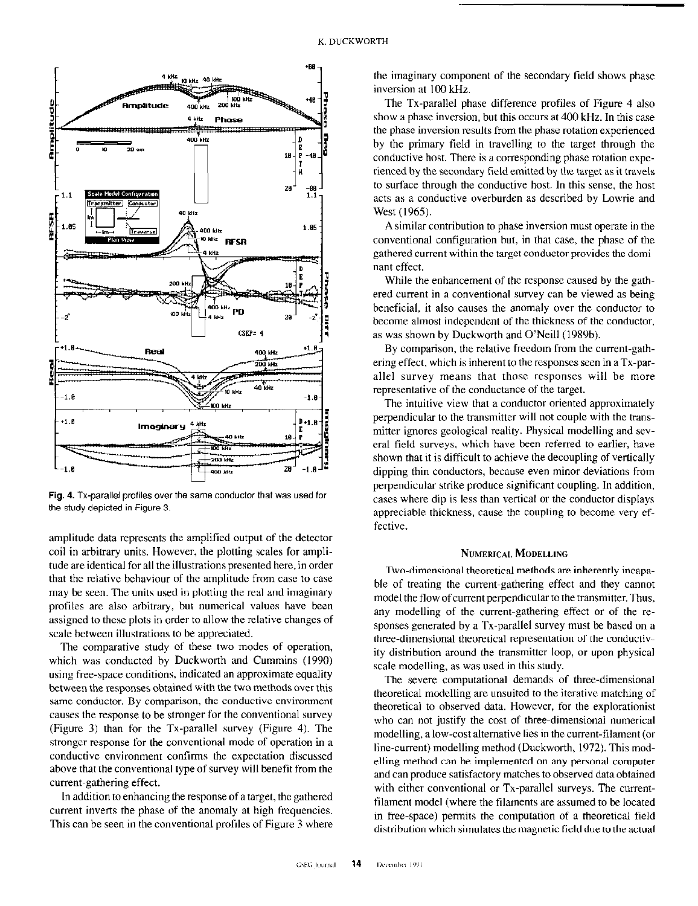Fig. 4. Tx-parallel profiles over the same conductor that was used for the study depicted in Figure 3.

amplitude data represents the amplified output of the detector coil in arbitrary units. However, the plotting scales for amplitude are identical for all the illustrations presented here, in order that the relative behaviour of the amplitude from case to case may be seen. The units used in plotting the real and imaginary profiles are also arbitrary, but numerical values have been assigned to these plots in order to allow the relative changes of scale between illustrations to be appreciated.

The comparative study of these two modes of operation, which was conducted by Duckworth and Cummins (1990) using free-space conditions, indicated an approximate equality between the responses obtained with the two methods over this same conductor. By comparison, the conductive environment causes the response to be stronger for the conventional survey (Figure 3) than for the Tx-parallel survey (Figure 4). The stronger response for the conventional mode of operation in a conductive environment confirms the expectation discussed above that the conventional type of survey will benefit from the current-gathering effect.

In addition to enhancing the response of a target, the gathered current inverts the phase of the anomaly at high frequencies. This can be seen in the conventional profiles of Figure 3 where the imaginary component of the secondary field shows phase inversion at 100 kHz.

The Tx-parallel phase difference profiles of Figure 4 also show a phase inversion, but this occurs at 400 kHz. In this case the phase inversion results from the phase rotation experienced by the primary field in travelling to the target through the conductive host. There is a corresponding phase rotation experienced by the secondary field emitted by the target as it travels to surface through the conductive host. In this sense, the host acts as a conductive overburden as described by Lowrie and West (1965).

A similar contribution to phase inversion must operate in the conventional configuration but, in that case, the phase of the gathered current within the target conductor provides the dominant effect.

While the enhancement of the response caused by the gathered current in a conventional survey can be viewed as being beneficial, it also causes the anomaly over the conductor to become almost independent of the thickness of the conductor, as was shown by Duckworth and O'Neill (1989b).

By comparison, the relative freedom from the current-gathering effect, which is inherent to the responses seen in a Tx-parallel survey means that those responses will be more representative of the conductance of the target.

The intuitive view that a conductor oriented approximately perpendicular to the transmitter will not couple with the transmitter ignores geological reality. Physical modelling and several field surveys, which have been referred to earlier, have shown that it is difficult to achieve the decoupling of vertically dipping thin conductors, because even minor deviations from perpendicular strike produce significant coupling. In addition, cases where dip is less than vertical or the conductor displays appreciable thickness, cause the coupling to become very effective.

## Numerical Modelling

Two-dimensional theoretical methods are inherently incapable of treating the current-gathering effect and they cannot model the flow of current perpendicular to the transmitter. Thus, any modelling of the current-gathering effect or of the responses generated by a Tx-parallel survey must be based on a three-dimensional theoretical representation of the conductivity distribution around the transmitter loop, or upon physical scale modelling, as was used in this study.

The severe computational demands of three-dimensional theoretical modelling are unsuited to the iterative matching of theoretical to observed data. However, for the explorationist who can not justify the cost of three-dimensional numerical modelling, a low-cost alternative lies in the current-filament (or line-current) modelling method (Duckworth, 1972). This modelling method can be implemented on any personal computer and can produce satisfactory matches to observed data obtained with either conventional or Tx-parallel surveys. The current-filament model (where the filaments are assumed to be located in free-space) permits the computation of a theoretical field distribution which simulates the magnetic field due to the actual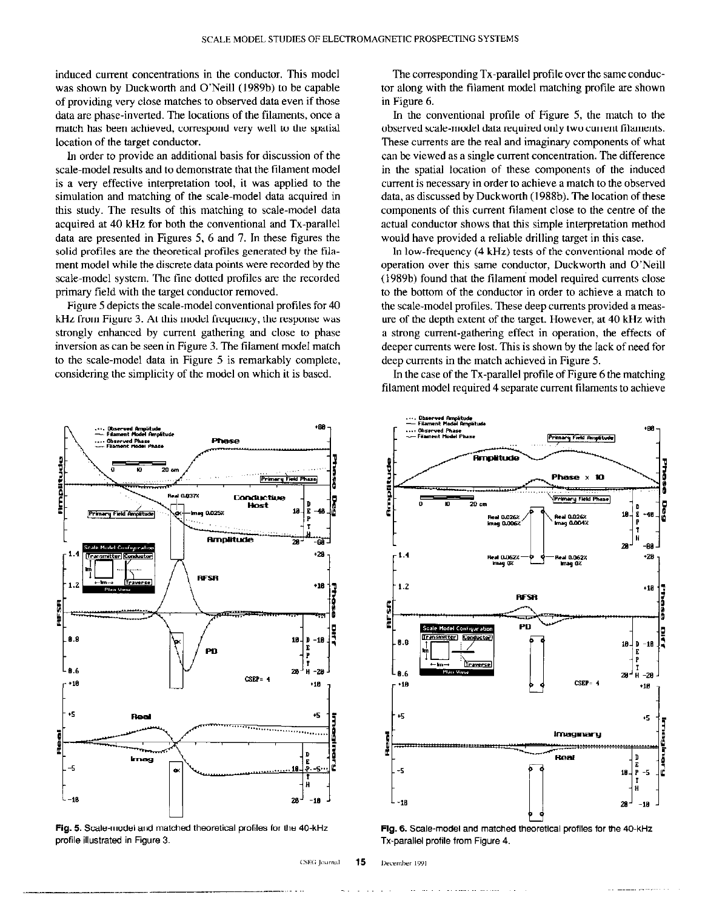induced current concentrations in the conductor. This model was shown by Duckworth and O'Neill (1989b) to be capable of providing very close matches to observed data even if those data are phase-inverted. The locations of the filaments, once a match has been achieved, correspond very well to the spatial location of the target conductor.

In order to provide an additional basis for discussion of the scale-model results and to demonstrate that the filament model is a very effective interpretation tool, it was applied to the simulation and matching of the scale-model data acquired in this study. The results of this matching to scale-model data acquired at 40 kHz for both the conventional and Tx-parallel data are presented in Figures 5, 6 and 7. In these figures the solid profiles are the theoretical profiles generated by the filament model while the discrete data points were recorded by the scale-model system. The fine dotted profiles are the recorded primary field with the target conductor removed.

Figure 5 depicts the scale-model conventional profiles for 40 kHz from Figure 3. At this model frequency, the response was strongly enhanced by current gathering and close to phase inversion as can be seen in Figure 3. The filament model match to the scale-model data in Figure 5 is remarkably complete, considering the simplicity of the model on which it is based.

The corresponding Tx-parallel profile over the same conductor along with the filament model matching profile are shown in Figure 6.

In the conventional profile of Figure 5, the match to the observed scale-model data required only two current filaments. These currents are the real and imaginary components of what can be viewed as a single current concentration. The difference in the spatial location of these components of the induced current is necessary in order to achieve a match to the observed data, as discussed by Duckworth (1988b). The location of these components of this current filament close to the centre of the actual conductor shows that this simple interpretation method would have provided a reliable drilling target in this case.

In low-frequency (4 kHz) tests of the conventional mode of operation over this same conductor, Duckworth and O'Neill (1989b) found that the filament model required currents close to the bottom of the conductor in order to achieve a match to the scale-model profiles. These deep currents provided a measure of the depth extent of the target. However, at 40 kHz with a strong current-gathering effect in operation, the effects of deeper currents were lost. This is shown by the lack of need for deep currents in the match achieved in Figure 5.

In the case of the Tx-parallel profile of Figure 6 the matching filament model required 4 separate current filaments to achieve

**Fig. 5.** Scale-model and matched theoretical profiles for the 40-kHz profile illustrated in Figure 3.

**Fig. 6.** Scale-model and matched theoretical profiles for the 40-kHz Tx-parallel profile from Figure 4.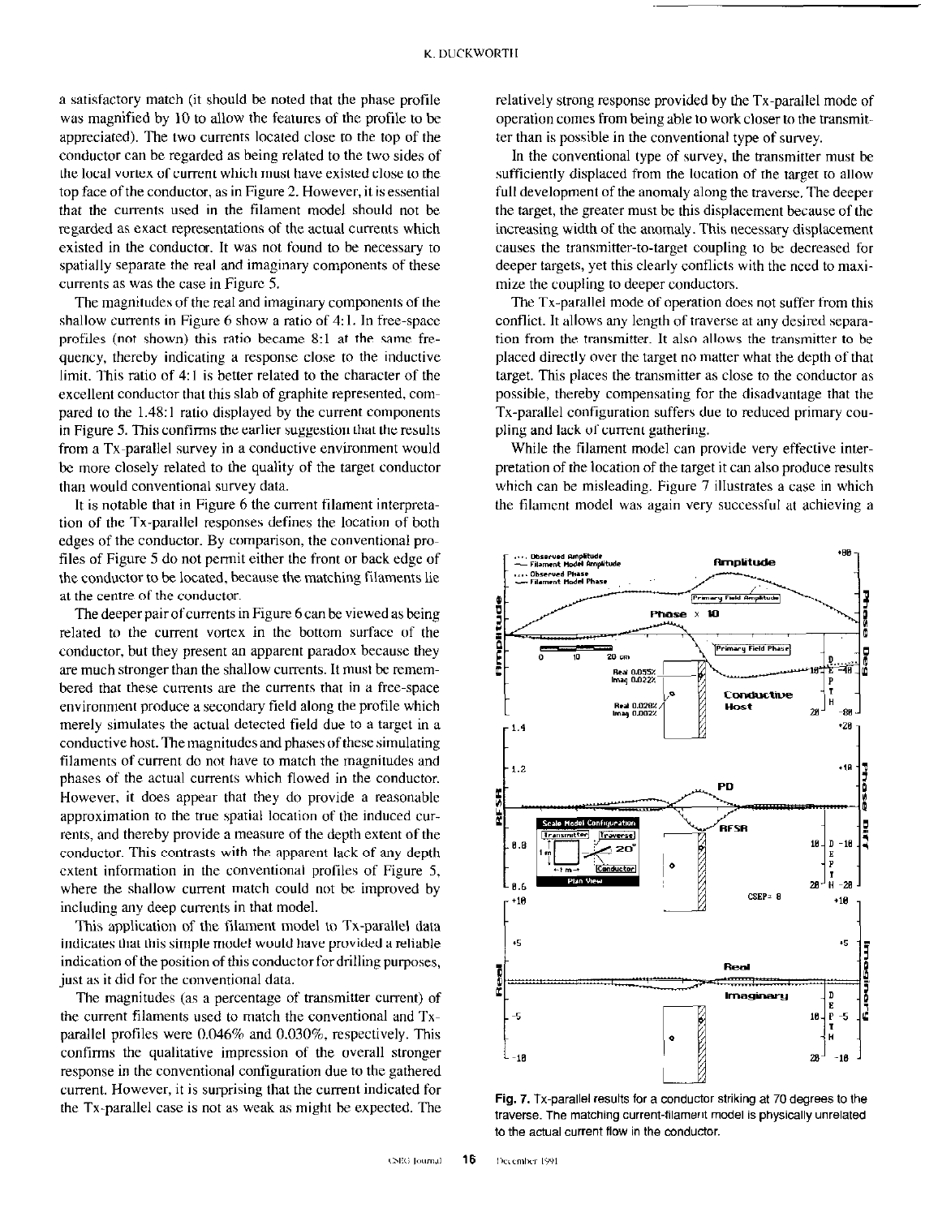a satisfactory match (it should be noted that the phase profile was magnified by 10 to allow the features of the profile to be appreciated). The two currents located close to the top of the conductor can be regarded as being related to the two sides of the local vortex of current which must have existed close to the top face of the conductor, as in Figure 2. However, it is essential that the currents used in the filament model should not be regarded as exact representations of the actual currents which existed in the conductor. It was not found to be necessary to spatially separate the real and imaginary components of these currents as was the case in Figure 5.

The magnitudes of the real and imaginary components of the shallow currents in Figure 6 show a ratio of 4:1. In free-space profiles (not shown) this ratio became 8:1 at the same frequency, thereby indicating a response close to the inductive limit. This ratio of 4:1 is better related to the character of the excellent conductor that this slab of graphite represented, compared to the 1.48:1 ratio displayed by the current components in Figure 5. This confirms the earlier suggestion that the results from a Tx-parallel survey in a conductive environment would be more closely related to the quality of the target conductor than would conventional survey data.

It is notable that in Figure 6 the current filament interpretation of the Tx-parallel responses defines the location of both edges of the conductor. By comparison, the conventional profiles of Figure 5 do not permit either the front or back edge of the conductor to be located, because the matching filaments lie at the centre of the conductor.

The deeper pair of currents in Figure 6 can be viewed as being related to the current vortex in the bottom surface of the conductor, but they present an apparent paradox because they are much stronger than the shallow currents. It must be remembered that these currents are the currents that in a free-space environment produce a secondary field along the profile which merely simulates the actual detected field due to a target in a conductive host. The magnitudes and phases of these simulating filaments of current do not have to match the magnitudes and phases of the actual currents which flowed in the conductor. However, it does appear that they do provide a reasonable approximation to the true spatial location of the induced currents, and thereby provide a measure of the depth extent of the conductor. This contrasts with the apparent lack of any depth extent information in the conventional profiles of Figure 5, where the shallow current match could not be improved by including any deep currents in that model.

This application of the filament model to Tx-parallel data indicates that this simple model would have provided a reliable indication of the position of this conductor for drilling purposes, just as it did for the conventional data.

The magnitudes (as a percentage of transmitter current) of the current filaments used to match the conventional and Tx-parallel profiles were 0.046% and 0.030%, respectively. This confirms the qualitative impression of the overall stronger response in the conventional configuration due to the gathered current. However, it is surprising that the current indicated for the Tx-parallel case is not as weak as might be expected. The relatively strong response provided by the Tx-parallel mode of operation comes from being able to work closer to the transmitter than is possible in the conventional type of survey.

In the conventional type of survey, the transmitter must be sufficiently displaced from the location of the target to allow full development of the anomaly along the traverse. The deeper the target, the greater must be this displacement because of the increasing width of the anomaly. This necessary displacement causes the transmitter-to-target coupling to be decreased for deeper targets, yet this clearly conflicts with the need to maximize the coupling to deeper conductors.

The Tx-parallel mode of operation does not suffer from this conflict. It allows any length of traverse at any desired separation from the transmitter. It also allows the transmitter to be placed directly over the target no matter what the depth of that target. This places the transmitter as close to the conductor as possible, thereby compensating for the disadvantage that the Tx-parallel configuration suffers due to reduced primary coupling and lack of current gathering.

While the filament model can provide very effective interpretation of the location of the target it can also produce results which can be misleading. Figure 7 illustrates a case in which the filament model was again very successful at achieving a

**Fig. 7.** Tx-parallel results for a conductor striking at 70 degrees to the traverse. The matching current-filament model is physically unrelated to the actual current flow in the conductor.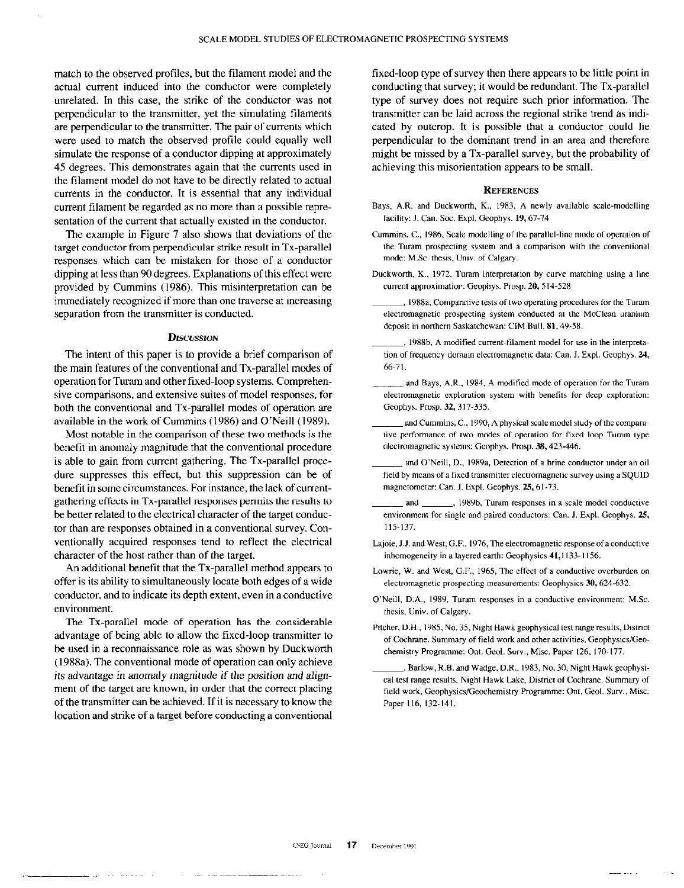match to the observed profiles, but the filament model and the actual current induced into the conductor were completely unrelated. In this case, the strike of the conductor was not perpendicular to the transmitter, yet the simulating filaments are perpendicular to the transmitter. The pair of currents which were used to match the observed profile could equally well simulate the response of a conductor dipping at approximately 45 degrees. This demonstrates again that the currents used in the filament model do not have to be directly related to actual currents in the conductor. It is essential that any individual current filament be regarded as no more than a possible representation of the current that actually existed in the conductor.

The example in Figure 7 also shows that deviations of the target conductor from perpendicular strike result in Tx-parallel responses which can be mistaken for those of a conductor dipping at less than 90 degrees. Explanations of this effect were provided by Cummins (1986). This misinterpretation can be immediately recognized if more than one traverse at increasing separation from the transmitter is conducted.

## Discussion

The intent of this paper is to provide a brief comparison of the main features of the conventional and Tx-parallel modes of operation for Turam and other fixed-loop systems. Comprehensive comparisons, and extensive suites of model responses, for both the conventional and Tx-parallel modes of operation are available in the work of Cummins (1986) and O'Neill (1989).

Most notable in the comparison of these two methods is the benefit in anomaly magnitude that the conventional procedure is able to gain from current gathering. The Tx-parallel procedure suppresses this effect, but this suppression can be of benefit in some circumstances. For instance, the lack of current-gathering effects in Tx-parallel responses permits the results to be better related to the electrical character of the target conductor than are responses obtained in a conventional survey. Conventionally acquired responses tend to reflect the electrical character of the host rather than of the target.

An additional benefit that the Tx-parallel method appears to offer is its ability to simultaneously locate both edges of a wide conductor, and to indicate its depth extent, even in a conductive environment.

The Tx-parallel mode of operation has the considerable advantage of being able to allow the fixed-loop transmitter to be used in a reconnaissance role as was shown by Duckworth (1988a). The conventional mode of operation can only achieve its advantage in anomaly magnitude if the position and alignment of the target are known, in order that the correct placing of the transmitter can be achieved. If it is necessary to know the location and strike of a target before conducting a conventional fixed-loop type of survey then there appears to be little point in conducting that survey; it would be redundant. The Tx-parallel type of survey does not require such prior information. The transmitter can be laid across the regional strike trend as indicated by outcrop. It is possible that a conductor could lie perpendicular to the dominant trend in an area and therefore might be missed by a Tx-parallel survey, but the probability of achieving this misorientation appears to be small.

## References

Bays, A.R. and Duckworth, K., 1983, A newly available scale-modelling facility: J. Can. Soc. Expl. Geophys. **19**, 67-74

Cummins, C., 1986, Scale modelling of the parallel-line mode of operation of the Turam prospecting system and a comparison with the conventional mode: M.Sc. thesis, Univ. of Calgary.

Duckworth, K., 1972, Turam interpretation by curve matching using a line current approximation: Geophys. Prosp. **20**, 514-528

_______, 1988a, Comparative tests of two operating procedures for the Turam electromagnetic prospecting system conducted at the McClean uranium deposit in northern Saskatchewan: CIM Bull. **81**, 49-58.

_______, 1988b, A modified current-filament model for use in the interpretation of frequency-domain electromagnetic data: Can. J. Expl. Geophys. **24**, 66-71.

_______ and Bays, A.R., 1984, A modified mode of operation for the Turam electromagnetic exploration system with benefits for deep exploration: Geophys. Prosp. **32**, 317-335.

_______ and Cummins, C., 1990, A physical scale model study of the comparative performance of two modes of operation for fixed loop Turam type electromagnetic systems: Geophys. Prosp. **38**, 423-446.

_______ and O'Neill, D., 1989a, Detection of a brine conductor under an oil field by means of a fixed transmitter electromagnetic survey using a SQUID magnetometer: Can. J. Expl. Geophys. **25**, 61-73.

_______ and _______, 1989b, Turam responses in a scale model conductive environment for single and paired conductors: Can. J. Expl. Geophys. **25**, 115-137.

Lajoie, J.J. and West, G.F., 1976, The electromagnetic response of a conductive inhomogeneity in a layered earth: Geophysics **41**, 1133-1156.

Lowrie, W. and West, G.F., 1965, The effect of a conductive overburden on electromagnetic prospecting measurements: Geophysics **30**, 624-632.

O'Neill, D.A., 1989, Turam responses in a conductive environment: M.Sc. thesis, Univ. of Calgary.

Pitcher, D.H., 1985, No. 35, Night Hawk geophysical test range results, District of Cochrane. Summary of field work and other activities, Geophysics/Geochemistry Programme: Ont. Geol. Surv., Misc. Paper 126, 170-177.

_______, Barlow, R.B. and Wadge, D.R., 1983, No. 30, Night Hawk geophysical test range results, Night Hawk Lake, District of Cochrane. Summary of field work, Geophysics/Geochemistry Programme: Ont. Geol. Surv., Misc. Paper 116, 132-141.